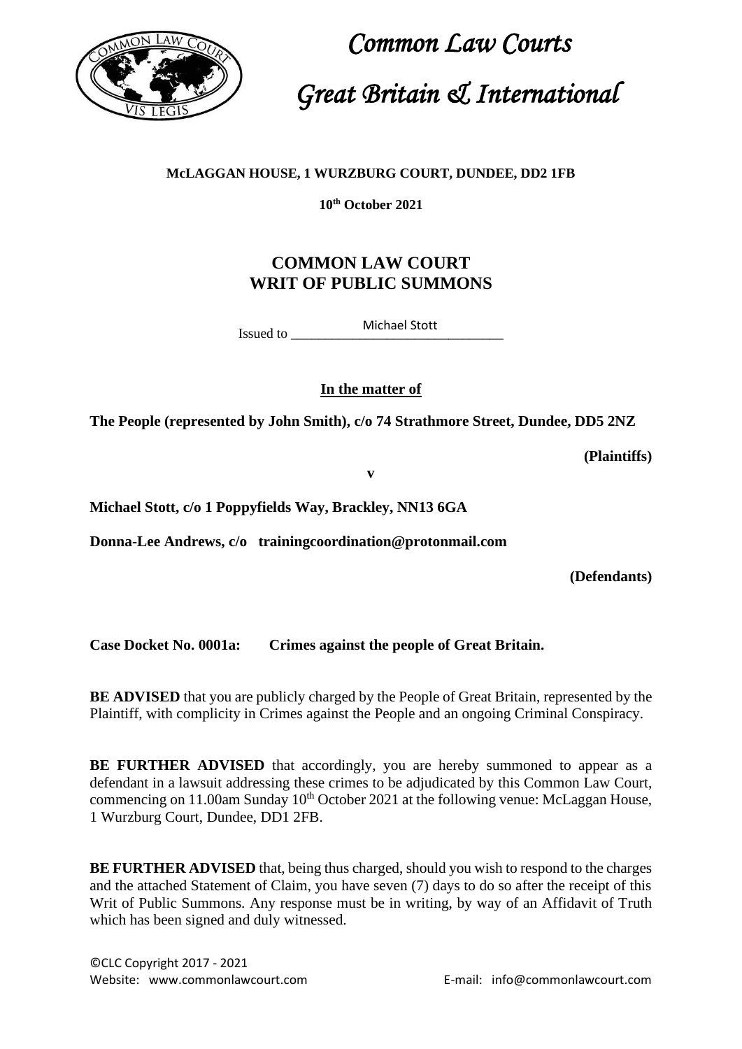# *Common Law Courts*

# *Great Britain & International*

**McLAGGAN HOUSE, 1 WURZBURG COURT, DUNDEE, DD2 1FB**

**10th October 2021**

## COMMON LAW COURT
## WRIT OF PUBLIC SUMMONS

Issued to Michael Stott

**In the matter of**

**The People (represented by John Smith), c/o 74 Strathmore Street, Dundee, DD5 2NZ**

**(Plaintiffs)**

**v**

**Michael Stott, c/o 1 Poppyfields Way, Brackley, NN13 6GA**

**Donna-Lee Andrews, c/o trainingcoordination@protonmail.com**

**(Defendants)**

**Case Docket No. 0001a: Crimes against the people of Great Britain.**

**BE ADVISED** that you are publicly charged by the People of Great Britain, represented by the Plaintiff, with complicity in Crimes against the People and an ongoing Criminal Conspiracy.

**BE FURTHER ADVISED** that accordingly, you are hereby summoned to appear as a defendant in a lawsuit addressing these crimes to be adjudicated by this Common Law Court, commencing on 11.00am Sunday 10th October 2021 at the following venue: McLaggan House, 1 Wurzburg Court, Dundee, DD1 2FB.

**BE FURTHER ADVISED** that, being thus charged, should you wish to respond to the charges and the attached Statement of Claim, you have seven (7) days to do so after the receipt of this Writ of Public Summons. Any response must be in writing, by way of an Affidavit of Truth which has been signed and duly witnessed.

©CLC Copyright 2017 - 2021
Website: www.commonlawcourt.com E-mail: info@commonlawcourt.com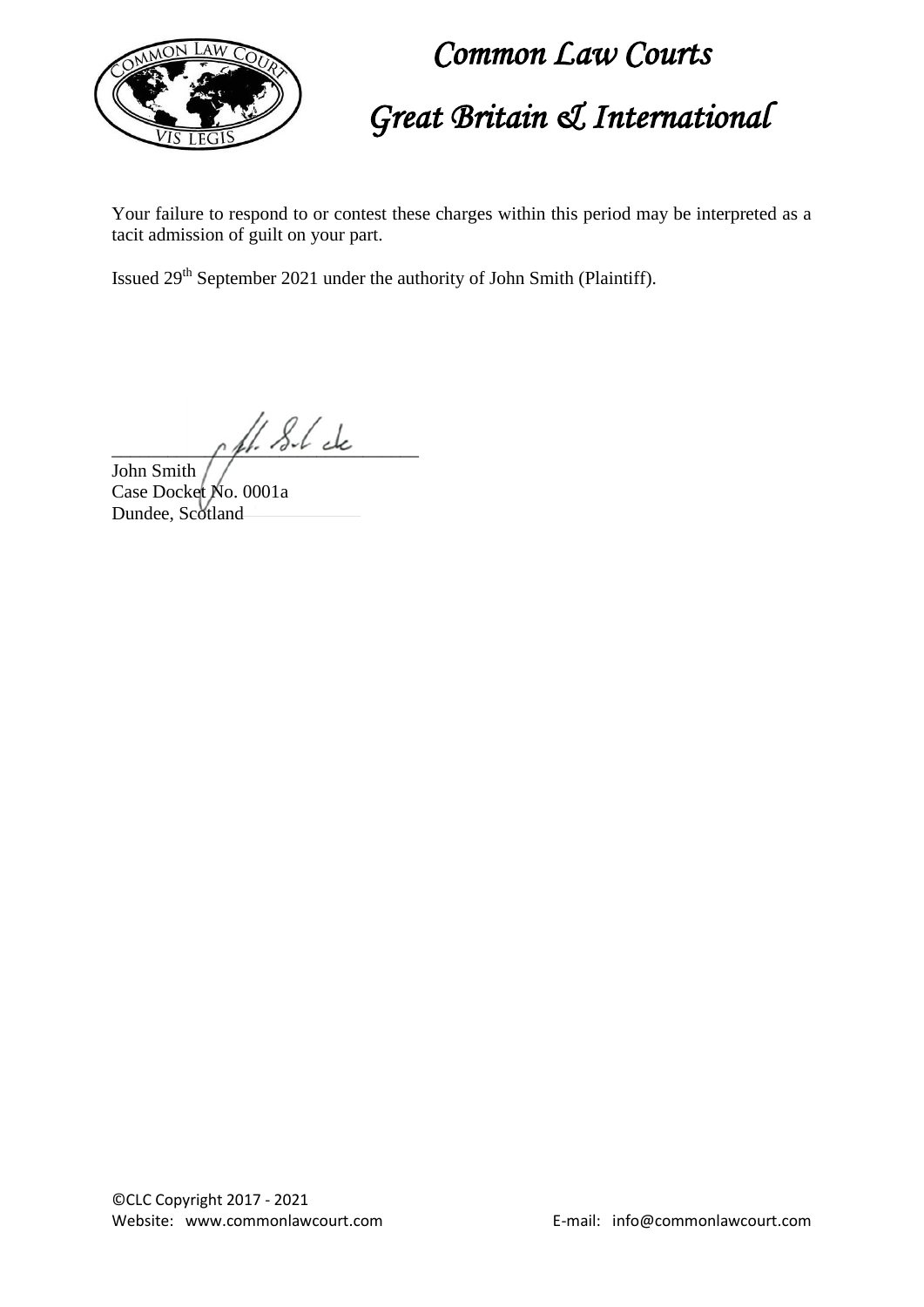Your failure to respond to or contest these charges within this period may be interpreted as a tacit admission of guilt on your part.

Issued 29th September 2021 under the authority of John Smith (Plaintiff).

\_\_\_\_\_\_\_\_\_\_\_\_\_\_\_\_\_\_\_\_\_\_\_\_\_\_\_\_\_\_\_\_\_\_

John Smith  
Case Docket No. 0001a  
Dundee, Scotland